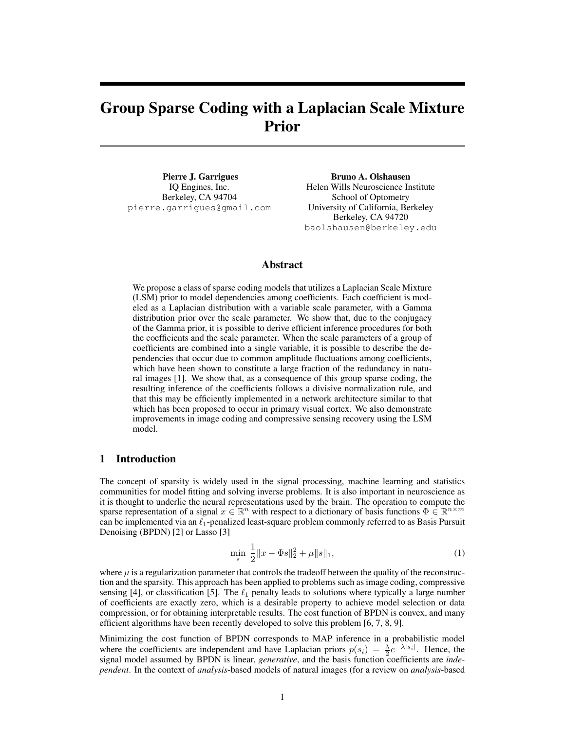# Group Sparse Coding with a Laplacian Scale Mixture Prior

**Pierre J. Garrigues**
IQ Engines, Inc.
Berkeley, CA 94704
pierre.garrigues@gmail.com

**Bruno A. Olshausen**
Helen Wills Neuroscience Institute
School of Optometry
University of California, Berkeley
Berkeley, CA 94720
baolshausen@berkeley.edu

## Abstract

We propose a class of sparse coding models that utilizes a Laplacian Scale Mixture (LSM) prior to model dependencies among coefficients. Each coefficient is modeled as a Laplacian distribution with a variable scale parameter, with a Gamma distribution prior over the scale parameter. We show that, due to the conjugacy of the Gamma prior, it is possible to derive efficient inference procedures for both the coefficients and the scale parameter. When the scale parameters of a group of coefficients are combined into a single variable, it is possible to describe the dependencies that occur due to common amplitude fluctuations among coefficients, which have been shown to constitute a large fraction of the redundancy in natural images [1]. We show that, as a consequence of this group sparse coding, the resulting inference of the coefficients follows a divisive normalization rule, and that this may be efficiently implemented in a network architecture similar to that which has been proposed to occur in primary visual cortex. We also demonstrate improvements in image coding and compressive sensing recovery using the LSM model.

## 1 Introduction

The concept of sparsity is widely used in the signal processing, machine learning and statistics communities for model fitting and solving inverse problems. It is also important in neuroscience as it is thought to underlie the neural representations used by the brain. The operation to compute the sparse representation of a signal $x \in \mathbb{R}^n$ with respect to a dictionary of basis functions $\Phi \in \mathbb{R}^{n \times m}$ can be implemented via an $\ell_1$-penalized least-square problem commonly referred to as Basis Pursuit Denoising (BPDN) [2] or Lasso [3]

$$\min_s \ \frac{1}{2}\|x - \Phi s\|_2^2 + \mu \|s\|_1, \tag{1}$$

where $\mu$ is a regularization parameter that controls the tradeoff between the quality of the reconstruction and the sparsity. This approach has been applied to problems such as image coding, compressive sensing [4], or classification [5]. The $\ell_1$ penalty leads to solutions where typically a large number of coefficients are exactly zero, which is a desirable property to achieve model selection or data compression, or for obtaining interpretable results. The cost function of BPDN is convex, and many efficient algorithms have been recently developed to solve this problem [6, 7, 8, 9].

Minimizing the cost function of BPDN corresponds to MAP inference in a probabilistic model where the coefficients are independent and have Laplacian priors $p(s_i) = \frac{\lambda}{2} e^{-\lambda |s_i|}$. Hence, the signal model assumed by BPDN is linear, *generative*, and the basis function coefficients are *independent*. In the context of *analysis*-based models of natural images (for a review on *analysis*-based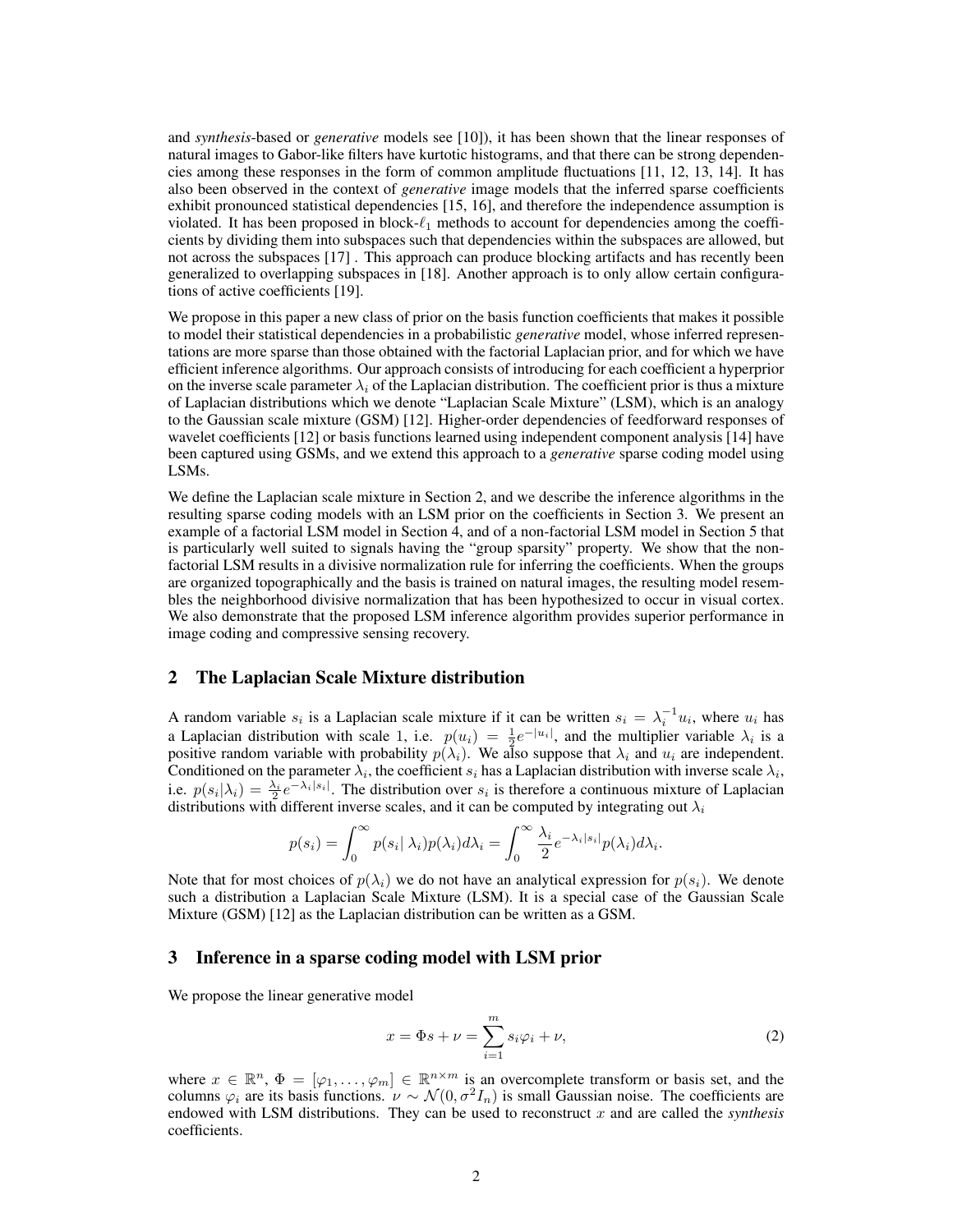and *synthesis*-based or *generative* models see [10]), it has been shown that the linear responses of natural images to Gabor-like filters have kurtotic histograms, and that there can be strong dependencies among these responses in the form of common amplitude fluctuations [11, 12, 13, 14]. It has also been observed in the context of *generative* image models that the inferred sparse coefficients exhibit pronounced statistical dependencies [15, 16], and therefore the independence assumption is violated. It has been proposed in block-$\ell_1$ methods to account for dependencies among the coefficients by dividing them into subspaces such that dependencies within the subspaces are allowed, but not across the subspaces [17] . This approach can produce blocking artifacts and has recently been generalized to overlapping subspaces in [18]. Another approach is to only allow certain configurations of active coefficients [19].

We propose in this paper a new class of prior on the basis function coefficients that makes it possible to model their statistical dependencies in a probabilistic *generative* model, whose inferred representations are more sparse than those obtained with the factorial Laplacian prior, and for which we have efficient inference algorithms. Our approach consists of introducing for each coefficient a hyperprior on the inverse scale parameter $\lambda_i$ of the Laplacian distribution. The coefficient prior is thus a mixture of Laplacian distributions which we denote "Laplacian Scale Mixture" (LSM), which is an analogy to the Gaussian scale mixture (GSM) [12]. Higher-order dependencies of feedforward responses of wavelet coefficients [12] or basis functions learned using independent component analysis [14] have been captured using GSMs, and we extend this approach to a *generative* sparse coding model using LSMs.

We define the Laplacian scale mixture in Section 2, and we describe the inference algorithms in the resulting sparse coding models with an LSM prior on the coefficients in Section 3. We present an example of a factorial LSM model in Section 4, and of a non-factorial LSM model in Section 5 that is particularly well suited to signals having the "group sparsity" property. We show that the non-factorial LSM results in a divisive normalization rule for inferring the coefficients. When the groups are organized topographically and the basis is trained on natural images, the resulting model resembles the neighborhood divisive normalization that has been hypothesized to occur in visual cortex. We also demonstrate that the proposed LSM inference algorithm provides superior performance in image coding and compressive sensing recovery.

## 2 The Laplacian Scale Mixture distribution

A random variable $s_i$ is a Laplacian scale mixture if it can be written $s_i = \lambda_i^{-1} u_i$, where $u_i$ has a Laplacian distribution with scale 1, i.e. $p(u_i) = \frac{1}{2} e^{-|u_i|}$, and the multiplier variable $\lambda_i$ is a positive random variable with probability $p(\lambda_i)$. We also suppose that $\lambda_i$ and $u_i$ are independent. Conditioned on the parameter $\lambda_i$, the coefficient $s_i$ has a Laplacian distribution with inverse scale $\lambda_i$, i.e. $p(s_i|\lambda_i) = \frac{\lambda_i}{2} e^{-\lambda_i |s_i|}$. The distribution over $s_i$ is therefore a continuous mixture of Laplacian distributions with different inverse scales, and it can be computed by integrating out $\lambda_i$

$$p(s_i) = \int_0^\infty p(s_i|\, \lambda_i) p(\lambda_i) d\lambda_i = \int_0^\infty \frac{\lambda_i}{2} e^{-\lambda_i |s_i|} p(\lambda_i) d\lambda_i.$$

Note that for most choices of $p(\lambda_i)$ we do not have an analytical expression for $p(s_i)$. We denote such a distribution a Laplacian Scale Mixture (LSM). It is a special case of the Gaussian Scale Mixture (GSM) [12] as the Laplacian distribution can be written as a GSM.

## 3 Inference in a sparse coding model with LSM prior

We propose the linear generative model

$$x = \Phi s + \nu = \sum_{i=1}^{m} s_i \varphi_i + \nu, \tag{2}$$

where $x \in \mathbb{R}^n$, $\Phi = [\varphi_1, \ldots, \varphi_m] \in \mathbb{R}^{n \times m}$ is an overcomplete transform or basis set, and the columns $\varphi_i$ are its basis functions. $\nu \sim \mathcal{N}(0, \sigma^2 I_n)$ is small Gaussian noise. The coefficients are endowed with LSM distributions. They can be used to reconstruct $x$ and are called the *synthesis* coefficients.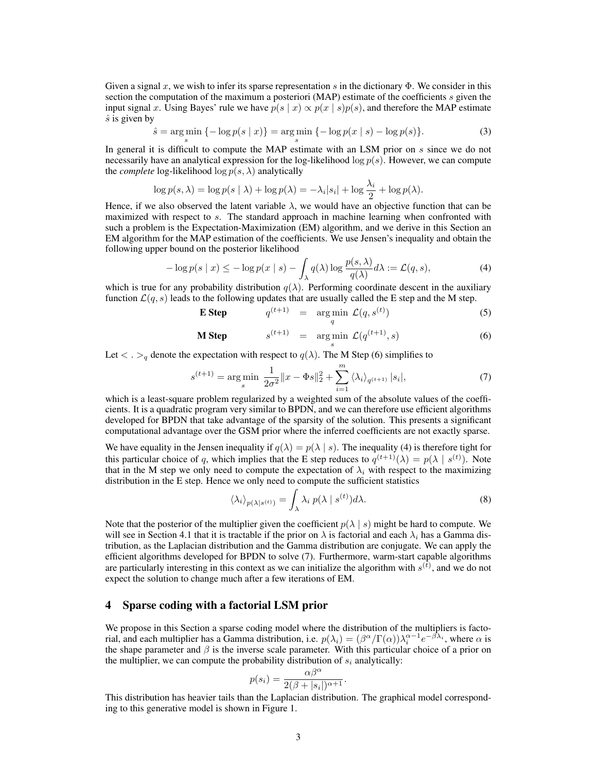Given a signal $x$, we wish to infer its sparse representation $s$ in the dictionary $\Phi$. We consider in this section the computation of the maximum a posteriori (MAP) estimate of the coefficients $s$ given the input signal $x$. Using Bayes' rule we have $p(s \mid x) \propto p(x \mid s)p(s)$, and therefore the MAP estimate $\hat{s}$ is given by

$$\hat{s} = \arg\min_s \{-\log p(s \mid x)\} = \arg\min_s \{-\log p(x \mid s) - \log p(s)\}. \tag{3}$$

In general it is difficult to compute the MAP estimate with an LSM prior on $s$ since we do not necessarily have an analytical expression for the log-likelihood $\log p(s)$. However, we can compute the *complete* log-likelihood $\log p(s, \lambda)$ analytically

$$\log p(s, \lambda) = \log p(s \mid \lambda) + \log p(\lambda) = -\lambda_i |s_i| + \log \frac{\lambda_i}{2} + \log p(\lambda).$$

Hence, if we also observed the latent variable $\lambda$, we would have an objective function that can be maximized with respect to $s$. The standard approach in machine learning when confronted with such a problem is the Expectation-Maximization (EM) algorithm, and we derive in this Section an EM algorithm for the MAP estimation of the coefficients. We use Jensen's inequality and obtain the following upper bound on the posterior likelihood

$$-\log p(s \mid x) \leq -\log p(x \mid s) - \int_\lambda q(\lambda) \log \frac{p(s, \lambda)}{q(\lambda)} d\lambda := \mathcal{L}(q, s), \tag{4}$$

which is true for any probability distribution $q(\lambda)$. Performing coordinate descent in the auxiliary function $\mathcal{L}(q, s)$ leads to the following updates that are usually called the E step and the M step.

$$\textbf{E Step} \qquad q^{(t+1)} = \arg\min_q \ \mathcal{L}(q, s^{(t)}) \tag{5}$$

$$\textbf{M Step} \qquad s^{(t+1)} = \arg\min_s \ \mathcal{L}(q^{(t+1)}, s) \tag{6}$$

Let $< . >_q$ denote the expectation with respect to $q(\lambda)$. The M Step (6) simplifies to

$$s^{(t+1)} = \arg\min_s \ \frac{1}{2\sigma^2}\|x - \Phi s\|_2^2 + \sum_{i=1}^{m} \langle \lambda_i \rangle_{q^{(t+1)}} |s_i|, \tag{7}$$

which is a least-square problem regularized by a weighted sum of the absolute values of the coefficients. It is a quadratic program very similar to BPDN, and we can therefore use efficient algorithms developed for BPDN that take advantage of the sparsity of the solution. This presents a significant computational advantage over the GSM prior where the inferred coefficients are not exactly sparse.

We have equality in the Jensen inequality if $q(\lambda) = p(\lambda \mid s)$. The inequality (4) is therefore tight for this particular choice of $q$, which implies that the E step reduces to $q^{(t+1)}(\lambda) = p(\lambda \mid s^{(t)})$. Note that in the M step we only need to compute the expectation of $\lambda_i$ with respect to the maximizing distribution in the E step. Hence we only need to compute the sufficient statistics

$$\langle \lambda_i \rangle_{p(\lambda \mid s^{(t)})} = \int_\lambda \lambda_i \ p(\lambda \mid s^{(t)}) d\lambda. \tag{8}$$

Note that the posterior of the multiplier given the coefficient $p(\lambda \mid s)$ might be hard to compute. We will see in Section 4.1 that it is tractable if the prior on $\lambda$ is factorial and each $\lambda_i$ has a Gamma distribution, as the Laplacian distribution and the Gamma distribution are conjugate. We can apply the efficient algorithms developed for BPDN to solve (7). Furthermore, warm-start capable algorithms are particularly interesting in this context as we can initialize the algorithm with $s^{(t)}$, and we do not expect the solution to change much after a few iterations of EM.

## 4 Sparse coding with a factorial LSM prior

We propose in this Section a sparse coding model where the distribution of the multipliers is factorial, and each multiplier has a Gamma distribution, i.e. $p(\lambda_i) = (\beta^\alpha / \Gamma(\alpha))\lambda_i^{\alpha-1} e^{-\beta\lambda_i}$, where $\alpha$ is the shape parameter and $\beta$ is the inverse scale parameter. With this particular choice of a prior on the multiplier, we can compute the probability distribution of $s_i$ analytically:

$$p(s_i) = \frac{\alpha \beta^\alpha}{2(\beta + |s_i|)^{\alpha+1}}.$$

This distribution has heavier tails than the Laplacian distribution. The graphical model corresponding to this generative model is shown in Figure 1.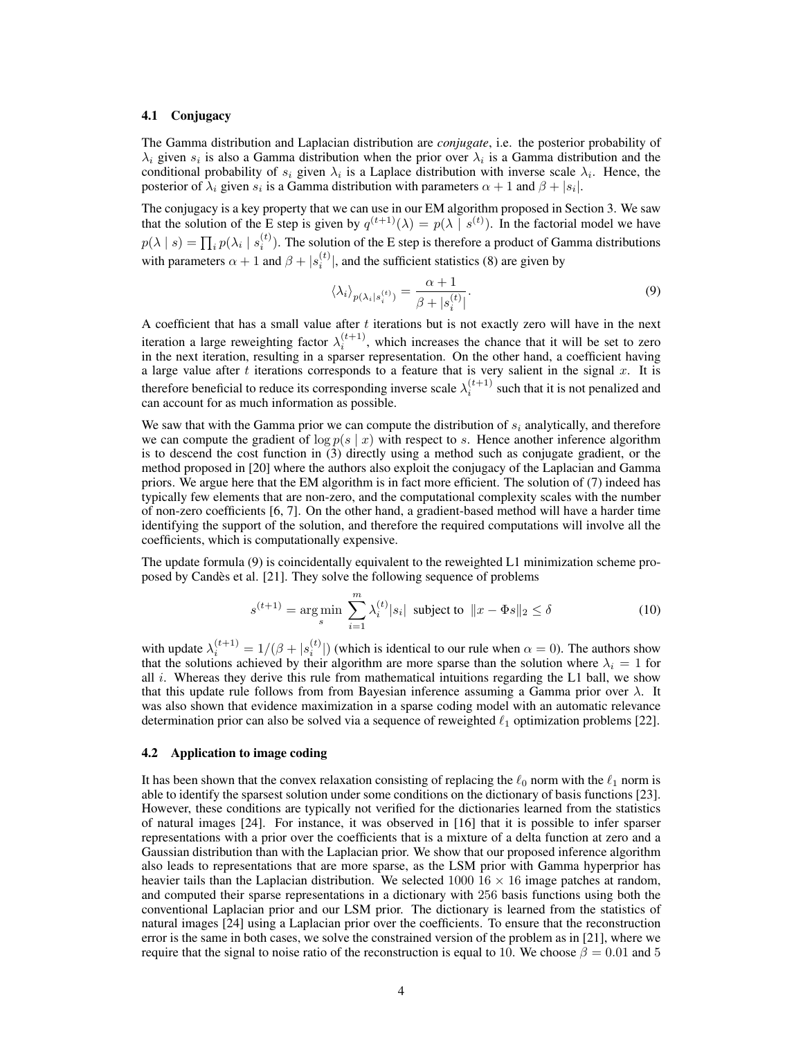### 4.1 Conjugacy

The Gamma distribution and Laplacian distribution are *conjugate*, i.e. the posterior probability of $\lambda_i$ given $s_i$ is also a Gamma distribution when the prior over $\lambda_i$ is a Gamma distribution and the conditional probability of $s_i$ given $\lambda_i$ is a Laplace distribution with inverse scale $\lambda_i$. Hence, the posterior of $\lambda_i$ given $s_i$ is a Gamma distribution with parameters $\alpha + 1$ and $\beta + |s_i|$.

The conjugacy is a key property that we can use in our EM algorithm proposed in Section 3. We saw that the solution of the E step is given by $q^{(t+1)}(\lambda) = p(\lambda \mid s^{(t)})$. In the factorial model we have $p(\lambda \mid s) = \prod_i p(\lambda_i \mid s_i^{(t)})$. The solution of the E step is therefore a product of Gamma distributions with parameters $\alpha + 1$ and $\beta + |s_i^{(t)}|$, and the sufficient statistics (8) are given by

$$\langle \lambda_i \rangle_{p(\lambda_i | s_i^{(t)})} = \frac{\alpha + 1}{\beta + |s_i^{(t)}|}. \tag{9}$$

A coefficient that has a small value after $t$ iterations but is not exactly zero will have in the next iteration a large reweighting factor $\lambda_i^{(t+1)}$, which increases the chance that it will be set to zero in the next iteration, resulting in a sparser representation. On the other hand, a coefficient having a large value after $t$ iterations corresponds to a feature that is very salient in the signal $x$. It is therefore beneficial to reduce its corresponding inverse scale $\lambda_i^{(t+1)}$ such that it is not penalized and can account for as much information as possible.

We saw that with the Gamma prior we can compute the distribution of $s_i$ analytically, and therefore we can compute the gradient of $\log p(s \mid x)$ with respect to $s$. Hence another inference algorithm is to descend the cost function in (3) directly using a method such as conjugate gradient, or the method proposed in [20] where the authors also exploit the conjugacy of the Laplacian and Gamma priors. We argue here that the EM algorithm is in fact more efficient. The solution of (7) indeed has typically few elements that are non-zero, and the computational complexity scales with the number of non-zero coefficients [6, 7]. On the other hand, a gradient-based method will have a harder time identifying the support of the solution, and therefore the required computations will involve all the coefficients, which is computationally expensive.

The update formula (9) is coincidentally equivalent to the reweighted L1 minimization scheme proposed by Candès et al. [21]. They solve the following sequence of problems

$$s^{(t+1)} = \arg\min_s \sum_{i=1}^{m} \lambda_i^{(t)} |s_i| \text{ subject to } \|x - \Phi s\|_2 \leq \delta \tag{10}$$

with update $\lambda_i^{(t+1)} = 1/(\beta + |s_i^{(t)}|)$ (which is identical to our rule when $\alpha = 0$). The authors show that the solutions achieved by their algorithm are more sparse than the solution where $\lambda_i = 1$ for all $i$. Whereas they derive this rule from mathematical intuitions regarding the L1 ball, we show that this update rule follows from from Bayesian inference assuming a Gamma prior over $\lambda$. It was also shown that evidence maximization in a sparse coding model with an automatic relevance determination prior can also be solved via a sequence of reweighted $\ell_1$ optimization problems [22].

### 4.2 Application to image coding

It has been shown that the convex relaxation consisting of replacing the $\ell_0$ norm with the $\ell_1$ norm is able to identify the sparsest solution under some conditions on the dictionary of basis functions [23]. However, these conditions are typically not verified for the dictionaries learned from the statistics of natural images [24]. For instance, it was observed in [16] that it is possible to infer sparser representations with a prior over the coefficients that is a mixture of a delta function at zero and a Gaussian distribution than with the Laplacian prior. We show that our proposed inference algorithm also leads to representations that are more sparse, as the LSM prior with Gamma hyperprior has heavier tails than the Laplacian distribution. We selected 1000 $16 \times 16$ image patches at random, and computed their sparse representations in a dictionary with 256 basis functions using both the conventional Laplacian prior and our LSM prior. The dictionary is learned from the statistics of natural images [24] using a Laplacian prior over the coefficients. To ensure that the reconstruction error is the same in both cases, we solve the constrained version of the problem as in [21], where we require that the signal to noise ratio of the reconstruction is equal to 10. We choose $\beta = 0.01$ and 5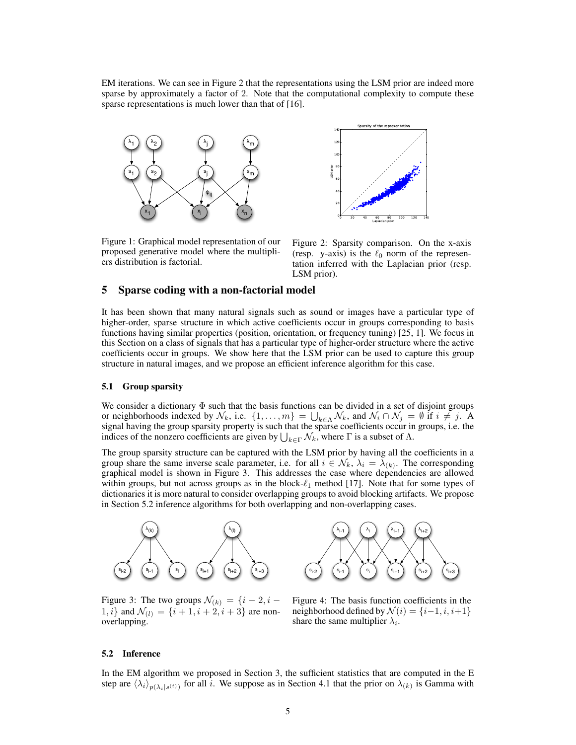EM iterations. We can see in Figure 2 that the representations using the LSM prior are indeed more sparse by approximately a factor of 2. Note that the computational complexity to compute these sparse representations is much lower than that of [16].

Figure 1: Graphical model representation of our proposed generative model where the multipliers distribution is factorial.

Figure 2: Sparsity comparison. On the x-axis (resp. y-axis) is the $\ell_0$ norm of the representation inferred with the Laplacian prior (resp. LSM prior).

## 5 Sparse coding with a non-factorial model

It has been shown that many natural signals such as sound or images have a particular type of higher-order, sparse structure in which active coefficients occur in groups corresponding to basis functions having similar properties (position, orientation, or frequency tuning) [25, 1]. We focus in this Section on a class of signals that has a particular type of higher-order structure where the active coefficients occur in groups. We show here that the LSM prior can be used to capture this group structure in natural images, and we propose an efficient inference algorithm for this case.

### 5.1 Group sparsity

We consider a dictionary $\Phi$ such that the basis functions can be divided in a set of disjoint groups or neighborhoods indexed by $\mathcal{N}_k$, i.e. $\{1, \ldots, m\} = \bigcup_{k \in \Lambda} \mathcal{N}_k$, and $\mathcal{N}_i \cap \mathcal{N}_j = \emptyset$ if $i \neq j$. A signal having the group sparsity property is such that the sparse coefficients occur in groups, i.e. the indices of the nonzero coefficients are given by $\bigcup_{k \in \Gamma} \mathcal{N}_k$, where $\Gamma$ is a subset of $\Lambda$.

The group sparsity structure can be captured with the LSM prior by having all the coefficients in a group share the same inverse scale parameter, i.e. for all $i \in \mathcal{N}_k$, $\lambda_i = \lambda_{(k)}$. The corresponding graphical model is shown in Figure 3. This addresses the case where dependencies are allowed within groups, but not across groups as in the block-$\ell_1$ method [17]. Note that for some types of dictionaries it is more natural to consider overlapping groups to avoid blocking artifacts. We propose in Section 5.2 inference algorithms for both overlapping and non-overlapping cases.

Figure 3: The two groups $\mathcal{N}_{(k)} = \{i-2, i-1, i\}$ and $\mathcal{N}_{(l)} = \{i+1, i+2, i+3\}$ are non-overlapping.

Figure 4: The basis function coefficients in the neighborhood defined by $\mathcal{N}(i) = \{i-1, i, i+1\}$ share the same multiplier $\lambda_i$.

### 5.2 Inference

In the EM algorithm we proposed in Section 3, the sufficient statistics that are computed in the E step are $\langle \lambda_i \rangle_{p(\lambda_i | s^{(t)})}$ for all $i$. We suppose as in Section 4.1 that the prior on $\lambda_{(k)}$ is Gamma with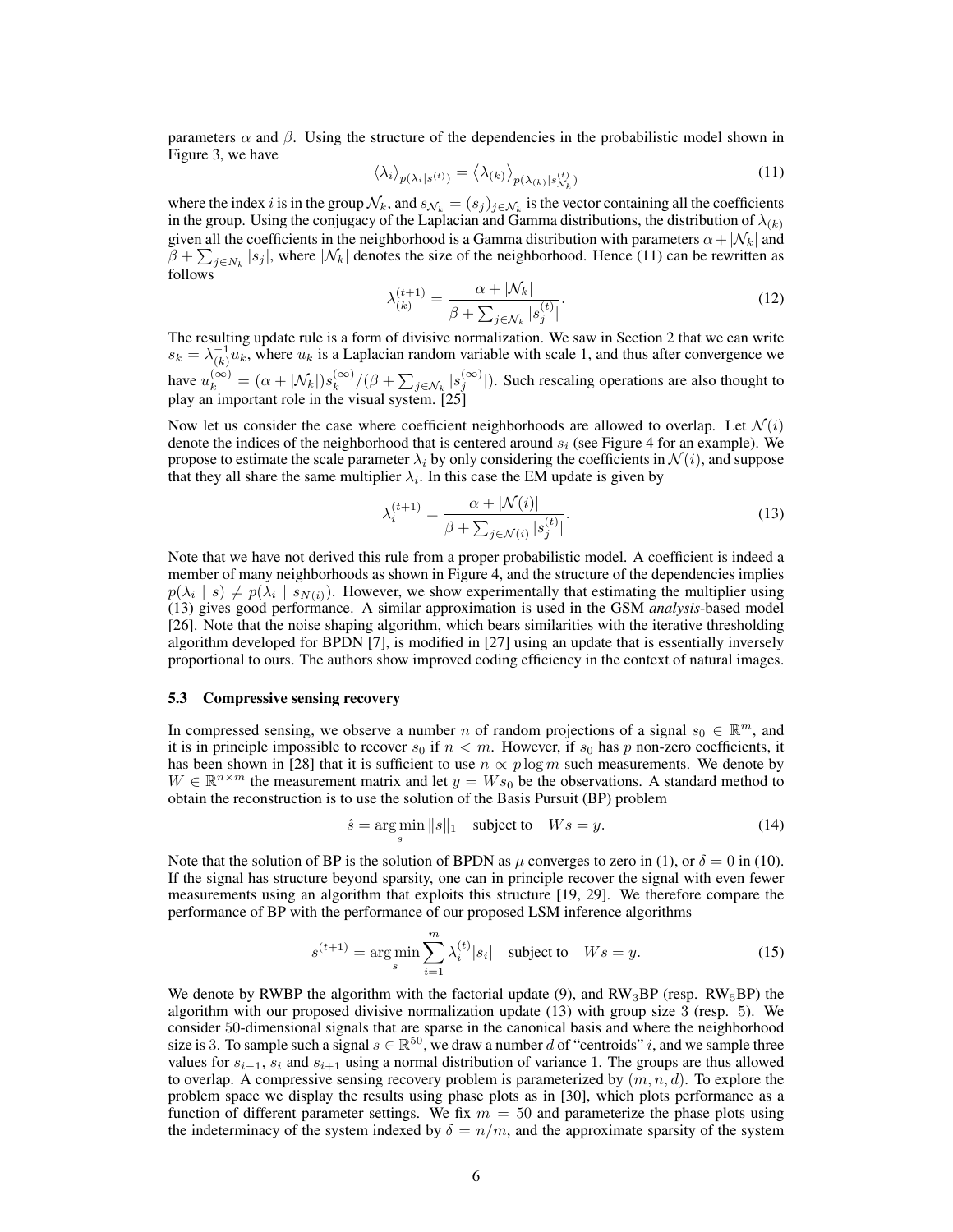parameters $\alpha$ and $\beta$. Using the structure of the dependencies in the probabilistic model shown in Figure 3, we have

$$\langle \lambda_i \rangle_{p(\lambda_i | s^{(t)})} = \langle \lambda_{(k)} \rangle_{p(\lambda_{(k)} | s^{(t)}_{\mathcal{N}_k})} \tag{11}$$

where the index $i$ is in the group $\mathcal{N}_k$, and $s_{\mathcal{N}_k} = (s_j)_{j \in \mathcal{N}_k}$ is the vector containing all the coefficients in the group. Using the conjugacy of the Laplacian and Gamma distributions, the distribution of $\lambda_{(k)}$ given all the coefficients in the neighborhood is a Gamma distribution with parameters $\alpha + |\mathcal{N}_k|$ and $\beta + \sum_{j \in N_k} |s_j|$, where $|\mathcal{N}_k|$ denotes the size of the neighborhood. Hence (11) can be rewritten as follows

$$\lambda^{(t+1)}_{(k)} = \frac{\alpha + |\mathcal{N}_k|}{\beta + \sum_{j \in \mathcal{N}_k} |s^{(t)}_j|}. \tag{12}$$

The resulting update rule is a form of divisive normalization. We saw in Section 2 that we can write $s_k = \lambda^{-1}_{(k)} u_k$, where $u_k$ is a Laplacian random variable with scale 1, and thus after convergence we have $u^{(\infty)}_k = (\alpha + |\mathcal{N}_k|) s^{(\infty)}_k / (\beta + \sum_{j \in \mathcal{N}_k} |s^{(\infty)}_j|)$. Such rescaling operations are also thought to play an important role in the visual system. [25]

Now let us consider the case where coefficient neighborhoods are allowed to overlap. Let $\mathcal{N}(i)$ denote the indices of the neighborhood that is centered around $s_i$ (see Figure 4 for an example). We propose to estimate the scale parameter $\lambda_i$ by only considering the coefficients in $\mathcal{N}(i)$, and suppose that they all share the same multiplier $\lambda_i$. In this case the EM update is given by

$$\lambda^{(t+1)}_i = \frac{\alpha + |\mathcal{N}(i)|}{\beta + \sum_{j \in \mathcal{N}(i)} |s^{(t)}_j|}. \tag{13}$$

Note that we have not derived this rule from a proper probabilistic model. A coefficient is indeed a member of many neighborhoods as shown in Figure 4, and the structure of the dependencies implies $p(\lambda_i \mid s) \neq p(\lambda_i \mid s_{N(i)})$. However, we show experimentally that estimating the multiplier using (13) gives good performance. A similar approximation is used in the GSM *analysis*-based model [26]. Note that the noise shaping algorithm, which bears similarities with the iterative thresholding algorithm developed for BPDN [7], is modified in [27] using an update that is essentially inversely proportional to ours. The authors show improved coding efficiency in the context of natural images.

### 5.3 Compressive sensing recovery

In compressed sensing, we observe a number $n$ of random projections of a signal $s_0 \in \mathbb{R}^m$, and it is in principle impossible to recover $s_0$ if $n < m$. However, if $s_0$ has $p$ non-zero coefficients, it has been shown in [28] that it is sufficient to use $n \propto p \log m$ such measurements. We denote by $W \in \mathbb{R}^{n \times m}$ the measurement matrix and let $y = W s_0$ be the observations. A standard method to obtain the reconstruction is to use the solution of the Basis Pursuit (BP) problem

$$\hat{s} = \arg\min_s \|s\|_1 \quad \text{subject to} \quad Ws = y. \tag{14}$$

Note that the solution of BP is the solution of BPDN as $\mu$ converges to zero in (1), or $\delta = 0$ in (10). If the signal has structure beyond sparsity, one can in principle recover the signal with even fewer measurements using an algorithm that exploits this structure [19, 29]. We therefore compare the performance of BP with the performance of our proposed LSM inference algorithms

$$s^{(t+1)} = \arg\min_s \sum_{i=1}^{m} \lambda^{(t)}_i |s_i| \quad \text{subject to} \quad Ws = y. \tag{15}$$

We denote by RWBP the algorithm with the factorial update (9), and $\text{RW}_3\text{BP}$ (resp. $\text{RW}_5\text{BP}$) the algorithm with our proposed divisive normalization update (13) with group size 3 (resp. 5). We consider 50-dimensional signals that are sparse in the canonical basis and where the neighborhood size is 3. To sample such a signal $s \in \mathbb{R}^{50}$, we draw a number $d$ of "centroids" $i$, and we sample three values for $s_{i-1}$, $s_i$ and $s_{i+1}$ using a normal distribution of variance 1. The groups are thus allowed to overlap. A compressive sensing recovery problem is parameterized by $(m, n, d)$. To explore the problem space we display the results using phase plots as in [30], which plots performance as a function of different parameter settings. We fix $m = 50$ and parameterize the phase plots using the indeterminacy of the system indexed by $\delta = n/m$, and the approximate sparsity of the system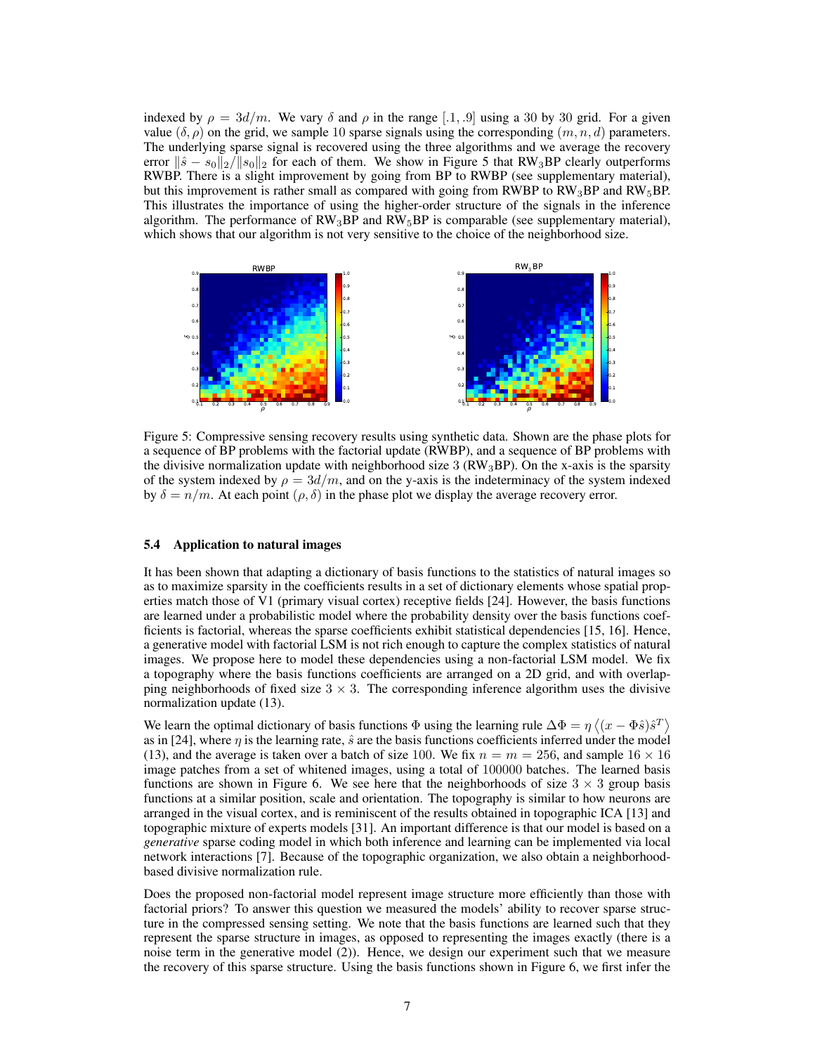indexed by $\rho = 3d/m$. We vary $\delta$ and $\rho$ in the range $[.1, .9]$ using a 30 by 30 grid. For a given value $(\delta, \rho)$ on the grid, we sample 10 sparse signals using the corresponding $(m, n, d)$ parameters. The underlying sparse signal is recovered using the three algorithms and we average the recovery error $\|\hat{s} - s_0\|_2 / \|s_0\|_2$ for each of them. We show in Figure 5 that RW$_3$BP clearly outperforms RWBP. There is a slight improvement by going from BP to RWBP (see supplementary material), but this improvement is rather small as compared with going from RWBP to RW$_3$BP and RW$_5$BP. This illustrates the importance of using the higher-order structure of the signals in the inference algorithm. The performance of RW$_3$BP and RW$_5$BP is comparable (see supplementary material), which shows that our algorithm is not very sensitive to the choice of the neighborhood size.

Figure 5: Compressive sensing recovery results using synthetic data. Shown are the phase plots for a sequence of BP problems with the factorial update (RWBP), and a sequence of BP problems with the divisive normalization update with neighborhood size 3 (RW$_3$BP). On the x-axis is the sparsity of the system indexed by $\rho = 3d/m$, and on the y-axis is the indeterminacy of the system indexed by $\delta = n/m$. At each point $(\rho, \delta)$ in the phase plot we display the average recovery error.

### 5.4 Application to natural images

It has been shown that adapting a dictionary of basis functions to the statistics of natural images so as to maximize sparsity in the coefficients results in a set of dictionary elements whose spatial properties match those of V1 (primary visual cortex) receptive fields [24]. However, the basis functions are learned under a probabilistic model where the probability density over the basis functions coefficients is factorial, whereas the sparse coefficients exhibit statistical dependencies [15, 16]. Hence, a generative model with factorial LSM is not rich enough to capture the complex statistics of natural images. We propose here to model these dependencies using a non-factorial LSM model. We fix a topography where the basis functions coefficients are arranged on a 2D grid, and with overlapping neighborhoods of fixed size $3 \times 3$. The corresponding inference algorithm uses the divisive normalization update (13).

We learn the optimal dictionary of basis functions $\Phi$ using the learning rule $\Delta\Phi = \eta \left\langle (x - \Phi\hat{s})\hat{s}^T \right\rangle$ as in [24], where $\eta$ is the learning rate, $\hat{s}$ are the basis functions coefficients inferred under the model (13), and the average is taken over a batch of size 100. We fix $n = m = 256$, and sample $16 \times 16$ image patches from a set of whitened images, using a total of 100000 batches. The learned basis functions are shown in Figure 6. We see here that the neighborhoods of size $3 \times 3$ group basis functions at a similar position, scale and orientation. The topography is similar to how neurons are arranged in the visual cortex, and is reminiscent of the results obtained in topographic ICA [13] and topographic mixture of experts models [31]. An important difference is that our model is based on a *generative* sparse coding model in which both inference and learning can be implemented via local network interactions [7]. Because of the topographic organization, we also obtain a neighborhood-based divisive normalization rule.

Does the proposed non-factorial model represent image structure more efficiently than those with factorial priors? To answer this question we measured the models' ability to recover sparse structure in the compressed sensing setting. We note that the basis functions are learned such that they represent the sparse structure in images, as opposed to representing the images exactly (there is a noise term in the generative model (2)). Hence, we design our experiment such that we measure the recovery of this sparse structure. Using the basis functions shown in Figure 6, we first infer the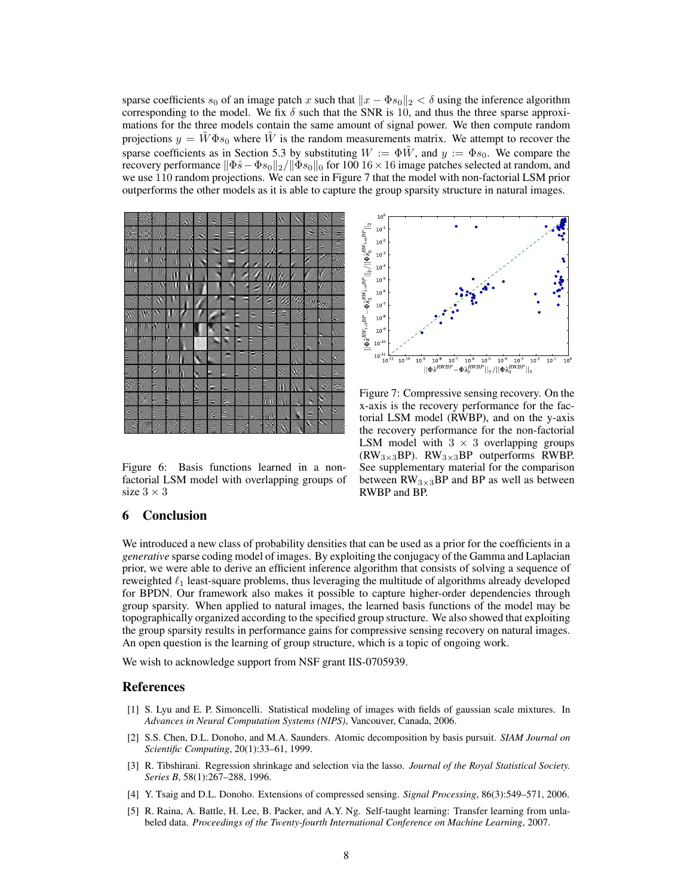sparse coefficients $s_0$ of an image patch $x$ such that $\|x - \Phi s_0\|_2 < \delta$ using the inference algorithm corresponding to the model. We fix $\delta$ such that the SNR is 10, and thus the three sparse approximations for the three models contain the same amount of signal power. We then compute random projections $y = \tilde{W}\Phi s_0$ where $\tilde{W}$ is the random measurements matrix. We attempt to recover the sparse coefficients as in Section 5.3 by substituting $W := \Phi\tilde{W}$, and $y := \Phi s_0$. We compare the recovery performance $\|\Phi\hat{s} - \Phi s_0\|_2 / \|\Phi s_0\|_0$ for 100 $16 \times 16$ image patches selected at random, and we use 110 random projections. We can see in Figure 7 that the model with non-factorial LSM prior outperforms the other models as it is able to capture the group sparsity structure in natural images.

Figure 6: Basis functions learned in a non-factorial LSM model with overlapping groups of size $3 \times 3$

Figure 7: Compressive sensing recovery. On the x-axis is the recovery performance for the factorial LSM model (RWBP), and on the y-axis the recovery performance for the non-factorial LSM model with $3 \times 3$ overlapping groups ($\text{RW}_{3\times3}\text{BP}$). $\text{RW}_{3\times3}\text{BP}$ outperforms RWBP. See supplementary material for the comparison between $\text{RW}_{3\times3}\text{BP}$ and BP as well as between RWBP and BP.

## 6 Conclusion

We introduced a new class of probability densities that can be used as a prior for the coefficients in a *generative* sparse coding model of images. By exploiting the conjugacy of the Gamma and Laplacian prior, we were able to derive an efficient inference algorithm that consists of solving a sequence of reweighted $\ell_1$ least-square problems, thus leveraging the multitude of algorithms already developed for BPDN. Our framework also makes it possible to capture higher-order dependencies through group sparsity. When applied to natural images, the learned basis functions of the model may be topographically organized according to the specified group structure. We also showed that exploiting the group sparsity results in performance gains for compressive sensing recovery on natural images. An open question is the learning of group structure, which is a topic of ongoing work.

We wish to acknowledge support from NSF grant IIS-0705939.

## References

[1] S. Lyu and E. P. Simoncelli. Statistical modeling of images with fields of gaussian scale mixtures. In *Advances in Neural Computation Systems (NIPS)*, Vancouver, Canada, 2006.

[2] S.S. Chen, D.L. Donoho, and M.A. Saunders. Atomic decomposition by basis pursuit. *SIAM Journal on Scientific Computing*, 20(1):33–61, 1999.

[3] R. Tibshirani. Regression shrinkage and selection via the lasso. *Journal of the Royal Statistical Society. Series B*, 58(1):267–288, 1996.

[4] Y. Tsaig and D.L. Donoho. Extensions of compressed sensing. *Signal Processing*, 86(3):549–571, 2006.

[5] R. Raina, A. Battle, H. Lee, B. Packer, and A.Y. Ng. Self-taught learning: Transfer learning from unlabeled data. *Proceedings of the Twenty-fourth International Conference on Machine Learning*, 2007.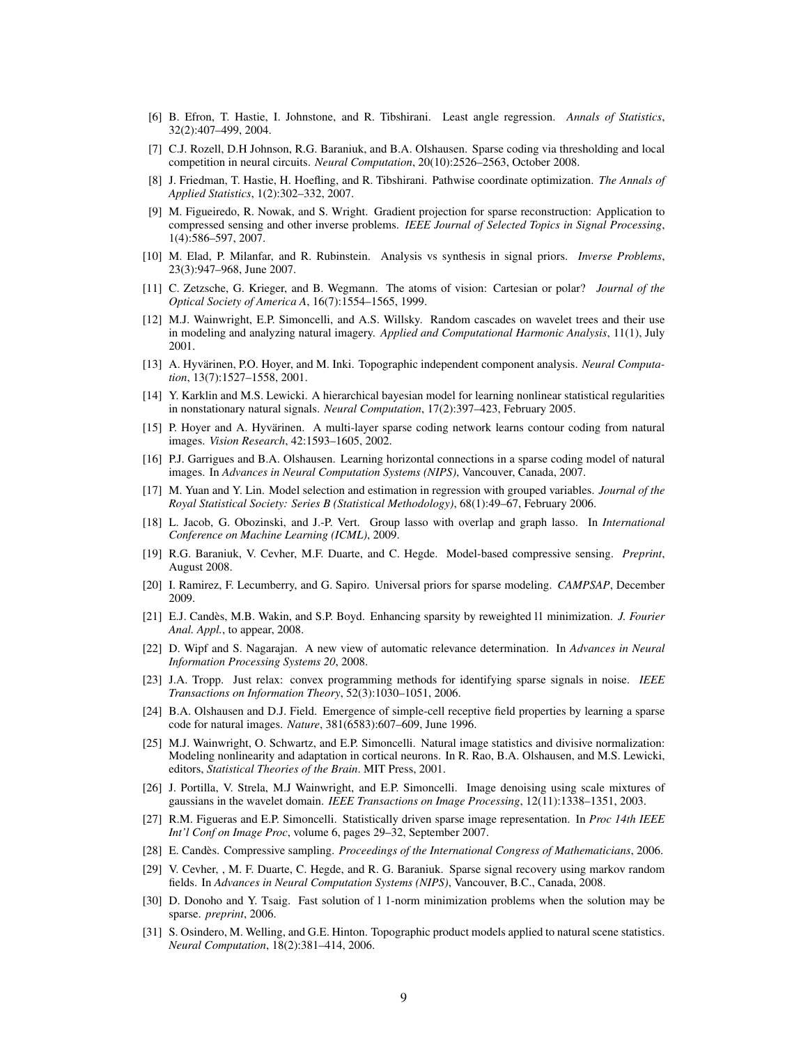[6] B. Efron, T. Hastie, I. Johnstone, and R. Tibshirani. Least angle regression. *Annals of Statistics*, 32(2):407–499, 2004.

[7] C.J. Rozell, D.H Johnson, R.G. Baraniuk, and B.A. Olshausen. Sparse coding via thresholding and local competition in neural circuits. *Neural Computation*, 20(10):2526–2563, October 2008.

[8] J. Friedman, T. Hastie, H. Hoefling, and R. Tibshirani. Pathwise coordinate optimization. *The Annals of Applied Statistics*, 1(2):302–332, 2007.

[9] M. Figueiredo, R. Nowak, and S. Wright. Gradient projection for sparse reconstruction: Application to compressed sensing and other inverse problems. *IEEE Journal of Selected Topics in Signal Processing*, 1(4):586–597, 2007.

[10] M. Elad, P. Milanfar, and R. Rubinstein. Analysis vs synthesis in signal priors. *Inverse Problems*, 23(3):947–968, June 2007.

[11] C. Zetzsche, G. Krieger, and B. Wegmann. The atoms of vision: Cartesian or polar? *Journal of the Optical Society of America A*, 16(7):1554–1565, 1999.

[12] M.J. Wainwright, E.P. Simoncelli, and A.S. Willsky. Random cascades on wavelet trees and their use in modeling and analyzing natural imagery. *Applied and Computational Harmonic Analysis*, 11(1), July 2001.

[13] A. Hyvärinen, P.O. Hoyer, and M. Inki. Topographic independent component analysis. *Neural Computation*, 13(7):1527–1558, 2001.

[14] Y. Karklin and M.S. Lewicki. A hierarchical bayesian model for learning nonlinear statistical regularities in nonstationary natural signals. *Neural Computation*, 17(2):397–423, February 2005.

[15] P. Hoyer and A. Hyvärinen. A multi-layer sparse coding network learns contour coding from natural images. *Vision Research*, 42:1593–1605, 2002.

[16] P.J. Garrigues and B.A. Olshausen. Learning horizontal connections in a sparse coding model of natural images. In *Advances in Neural Computation Systems (NIPS)*, Vancouver, Canada, 2007.

[17] M. Yuan and Y. Lin. Model selection and estimation in regression with grouped variables. *Journal of the Royal Statistical Society: Series B (Statistical Methodology)*, 68(1):49–67, February 2006.

[18] L. Jacob, G. Obozinski, and J.-P. Vert. Group lasso with overlap and graph lasso. In *International Conference on Machine Learning (ICML)*, 2009.

[19] R.G. Baraniuk, V. Cevher, M.F. Duarte, and C. Hegde. Model-based compressive sensing. *Preprint*, August 2008.

[20] I. Ramirez, F. Lecumberry, and G. Sapiro. Universal priors for sparse modeling. *CAMPSAP*, December 2009.

[21] E.J. Candès, M.B. Wakin, and S.P. Boyd. Enhancing sparsity by reweighted l1 minimization. *J. Fourier Anal. Appl.*, to appear, 2008.

[22] D. Wipf and S. Nagarajan. A new view of automatic relevance determination. In *Advances in Neural Information Processing Systems 20*, 2008.

[23] J.A. Tropp. Just relax: convex programming methods for identifying sparse signals in noise. *IEEE Transactions on Information Theory*, 52(3):1030–1051, 2006.

[24] B.A. Olshausen and D.J. Field. Emergence of simple-cell receptive field properties by learning a sparse code for natural images. *Nature*, 381(6583):607–609, June 1996.

[25] M.J. Wainwright, O. Schwartz, and E.P. Simoncelli. Natural image statistics and divisive normalization: Modeling nonlinearity and adaptation in cortical neurons. In R. Rao, B.A. Olshausen, and M.S. Lewicki, editors, *Statistical Theories of the Brain*. MIT Press, 2001.

[26] J. Portilla, V. Strela, M.J Wainwright, and E.P. Simoncelli. Image denoising using scale mixtures of gaussians in the wavelet domain. *IEEE Transactions on Image Processing*, 12(11):1338–1351, 2003.

[27] R.M. Figueras and E.P. Simoncelli. Statistically driven sparse image representation. In *Proc 14th IEEE Int'l Conf on Image Proc*, volume 6, pages 29–32, September 2007.

[28] E. Candès. Compressive sampling. *Proceedings of the International Congress of Mathematicians*, 2006.

[29] V. Cevher, , M. F. Duarte, C. Hegde, and R. G. Baraniuk. Sparse signal recovery using markov random fields. In *Advances in Neural Computation Systems (NIPS)*, Vancouver, B.C., Canada, 2008.

[30] D. Donoho and Y. Tsaig. Fast solution of l 1-norm minimization problems when the solution may be sparse. *preprint*, 2006.

[31] S. Osindero, M. Welling, and G.E. Hinton. Topographic product models applied to natural scene statistics. *Neural Computation*, 18(2):381–414, 2006.